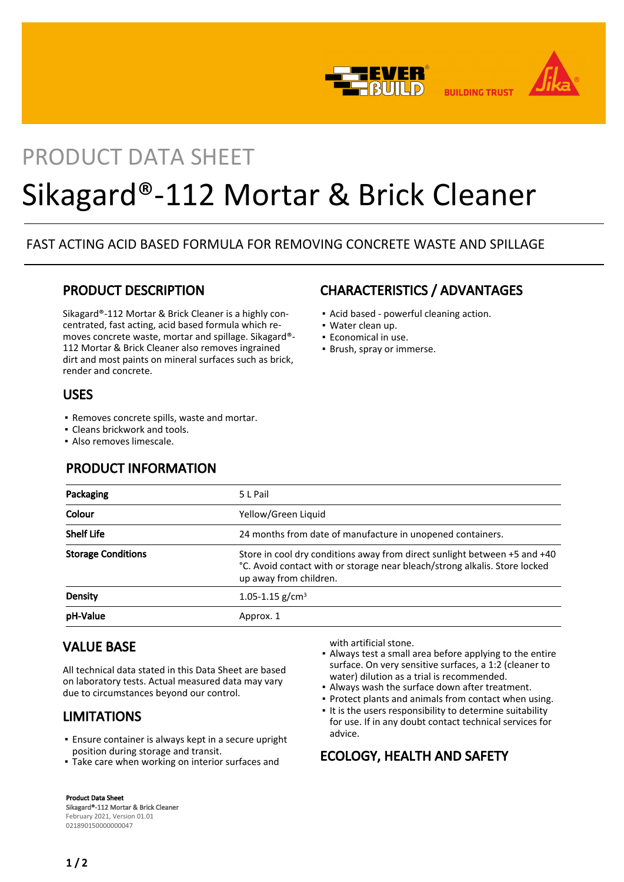# PRODUCT DATA SHEET

# Sikagard®-112 Mortar & Brick Cleaner

FAST ACTING ACID BASED FORMULA FOR REMOVING CONCRETE WASTE AND SPILLAGE

## PRODUCT DESCRIPTION

Sikagard®-112 Mortar & Brick Cleaner is a highly concentrated, fast acting, acid based formula which removes concrete waste, mortar and spillage. Sikagard®-112 Mortar & Brick Cleaner also removes ingrained dirt and most paints on mineral surfaces such as brick, render and concrete.

## USES

- Removes concrete spills, waste and mortar.
- Cleans brickwork and tools.
- Also removes limescale.

## CHARACTERISTICS / ADVANTAGES

- Acid based - powerful cleaning action.
- Water clean up.
- Economical in use.
- Brush, spray or immerse.

## PRODUCT INFORMATION

| | |
|---|---|
| **Packaging** | 5 L Pail |
| **Colour** | Yellow/Green Liquid |
| **Shelf Life** | 24 months from date of manufacture in unopened containers. |
| **Storage Conditions** | Store in cool dry conditions away from direct sunlight between +5 and +40 °C. Avoid contact with or storage near bleach/strong alkalis. Store locked up away from children. |
| **Density** | 1.05-1.15 g/cm³ |
| **pH-Value** | Approx. 1 |

## VALUE BASE

All technical data stated in this Data Sheet are based on laboratory tests. Actual measured data may vary due to circumstances beyond our control.

## LIMITATIONS

- Ensure container is always kept in a secure upright position during storage and transit.
- Take care when working on interior surfaces and with artificial stone.
- Always test a small area before applying to the entire surface. On very sensitive surfaces, a 1:2 (cleaner to water) dilution as a trial is recommended.
- Always wash the surface down after treatment.
- Protect plants and animals from contact when using.
- It is the users responsibility to determine suitability for use. If in any doubt contact technical services for advice.

## ECOLOGY, HEALTH AND SAFETY

**Product Data Sheet**
**Sikagard®-112 Mortar & Brick Cleaner**
February 2021, Version 01.01
021890150000000047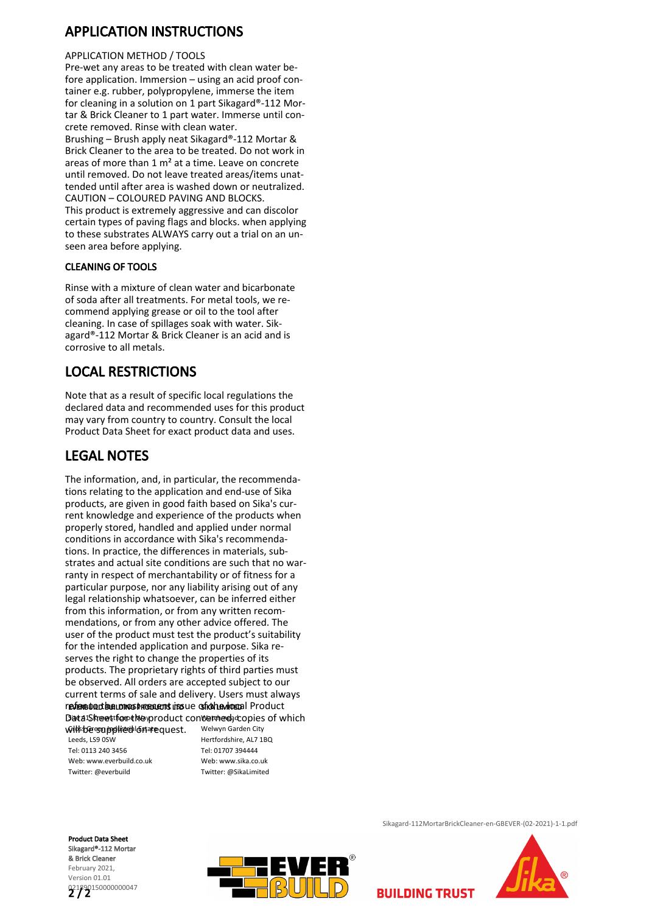## APPLICATION INSTRUCTIONS

APPLICATION METHOD / TOOLS

Pre-wet any areas to be treated with clean water before application. Immersion – using an acid proof container e.g. rubber, polypropylene, immerse the item for cleaning in a solution on 1 part Sikagard®-112 Mortar & Brick Cleaner to 1 part water. Immerse until concrete removed. Rinse with clean water.

Brushing – Brush apply neat Sikagard®-112 Mortar & Brick Cleaner to the area to be treated. Do not work in areas of more than 1 m² at a time. Leave on concrete until removed. Do not leave treated areas/items unattended until after area is washed down or neutralized.

CAUTION – COLOURED PAVING AND BLOCKS.

This product is extremely aggressive and can discolor certain types of paving flags and blocks. when applying to these substrates ALWAYS carry out a trial on an unseen area before applying.

### CLEANING OF TOOLS

Rinse with a mixture of clean water and bicarbonate of soda after all treatments. For metal tools, we recommend applying grease or oil to the tool after cleaning. In case of spillages soak with water. Sikagard®-112 Mortar & Brick Cleaner is an acid and is corrosive to all metals.

## LOCAL RESTRICTIONS

Note that as a result of specific local regulations the declared data and recommended uses for this product may vary from country to country. Consult the local Product Data Sheet for exact product data and uses.

## LEGAL NOTES

The information, and, in particular, the recommendations relating to the application and end-use of Sika products, are given in good faith based on Sika's current knowledge and experience of the products when properly stored, handled and applied under normal conditions in accordance with Sika's recommendations. In practice, the differences in materials, substrates and actual site conditions are such that no warranty in respect of merchantability or of fitness for a particular purpose, nor any liability arising out of any legal relationship whatsoever, can be inferred either from this information, or from any written recommendations, or from any other advice offered. The user of the product must test the product's suitability for the intended application and purpose. Sika reserves the right to change the properties of its products. The proprietary rights of third parties must be observed. All orders are accepted subject to our current terms of sale and delivery. Users must always refer to the most recent issue of the local Product Data Sheet for the product concerned, copies of which will be supplied on request.

**EVERBUILD BUILDING PRODUCTS LTD**
Site 1 Street from the Way
Gelderd Road Industrial Estate
Leeds, LS9 0SW
Tel: 0113 240 3456
Web: www.everbuild.co.uk
Twitter: @everbuild

**SIKA LIMITED**
Watchmead
Welwyn Garden City
Hertfordshire, AL7 1BQ
Tel: 01707 394444
Web: www.sika.co.uk
Twitter: @SikaLimited

**Product Data Sheet**
**Sikagard®-112 Mortar & Brick Cleaner**
February 2021, Version 01.01
021890150000000047

Sikagard-112MortarBrickCleaner-en-GBEVER-(02-2021)-1-1.pdf

BUILDING TRUST